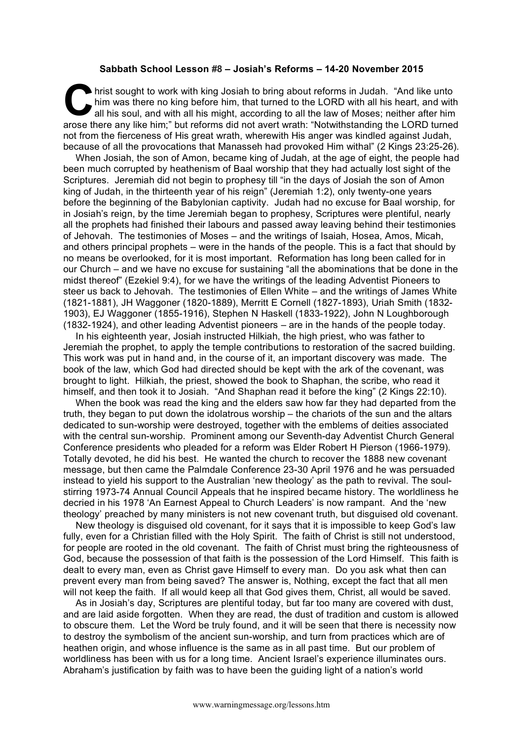**Sabbath School Lesson #8 – Josiah's Reforms – 14-20 November 2015**

Christ sought to work with king Josiah to bring about reforms in Judah. "And like unto him was there no king before him, that turned to the LORD with all his heart, and with all his soul, and with all his might, according to all the law of Moses; neither after him arose there any like him;" but reforms did not avert wrath: "Notwithstanding the LORD turned not from the fierceness of His great wrath, wherewith His anger was kindled against Judah, because of all the provocations that Manasseh had provoked Him withal" (2 Kings 23:25-26).

When Josiah, the son of Amon, became king of Judah, at the age of eight, the people had been much corrupted by heathenism of Baal worship that they had actually lost sight of the Scriptures. Jeremiah did not begin to prophesy till "in the days of Josiah the son of Amon king of Judah, in the thirteenth year of his reign" (Jeremiah 1:2), only twenty-one years before the beginning of the Babylonian captivity. Judah had no excuse for Baal worship, for in Josiah's reign, by the time Jeremiah began to prophesy, Scriptures were plentiful, nearly all the prophets had finished their labours and passed away leaving behind their testimonies of Jehovah. The testimonies of Moses – and the writings of Isaiah, Hosea, Amos, Micah, and others principal prophets – were in the hands of the people. This is a fact that should by no means be overlooked, for it is most important. Reformation has long been called for in our Church – and we have no excuse for sustaining "all the abominations that be done in the midst thereof" (Ezekiel 9:4), for we have the writings of the leading Adventist Pioneers to steer us back to Jehovah. The testimonies of Ellen White – and the writings of James White (1821-1881), JH Waggoner (1820-1889), Merritt E Cornell (1827-1893), Uriah Smith (1832-1903), EJ Waggoner (1855-1916), Stephen N Haskell (1833-1922), John N Loughborough (1832-1924), and other leading Adventist pioneers – are in the hands of the people today.

In his eighteenth year, Josiah instructed Hilkiah, the high priest, who was father to Jeremiah the prophet, to apply the temple contributions to restoration of the sacred building. This work was put in hand and, in the course of it, an important discovery was made. The book of the law, which God had directed should be kept with the ark of the covenant, was brought to light. Hilkiah, the priest, showed the book to Shaphan, the scribe, who read it himself, and then took it to Josiah. "And Shaphan read it before the king" (2 Kings 22:10).

When the book was read the king and the elders saw how far they had departed from the truth, they began to put down the idolatrous worship – the chariots of the sun and the altars dedicated to sun-worship were destroyed, together with the emblems of deities associated with the central sun-worship. Prominent among our Seventh-day Adventist Church General Conference presidents who pleaded for a reform was Elder Robert H Pierson (1966-1979). Totally devoted, he did his best. He wanted the church to recover the 1888 new covenant message, but then came the Palmdale Conference 23-30 April 1976 and he was persuaded instead to yield his support to the Australian 'new theology' as the path to revival. The soul-stirring 1973-74 Annual Council Appeals that he inspired became history. The worldliness he decried in his 1978 'An Earnest Appeal to Church Leaders' is now rampant. And the 'new theology' preached by many ministers is not new covenant truth, but disguised old covenant.

New theology is disguised old covenant, for it says that it is impossible to keep God's law fully, even for a Christian filled with the Holy Spirit. The faith of Christ is still not understood, for people are rooted in the old covenant. The faith of Christ must bring the righteousness of God, because the possession of that faith is the possession of the Lord Himself. This faith is dealt to every man, even as Christ gave Himself to every man. Do you ask what then can prevent every man from being saved? The answer is, Nothing, except the fact that all men will not keep the faith. If all would keep all that God gives them, Christ, all would be saved.

As in Josiah's day, Scriptures are plentiful today, but far too many are covered with dust, and are laid aside forgotten. When they are read, the dust of tradition and custom is allowed to obscure them. Let the Word be truly found, and it will be seen that there is necessity now to destroy the symbolism of the ancient sun-worship, and turn from practices which are of heathen origin, and whose influence is the same as in all past time. But our problem of worldliness has been with us for a long time. Ancient Israel's experience illuminates ours. Abraham's justification by faith was to have been the guiding light of a nation's world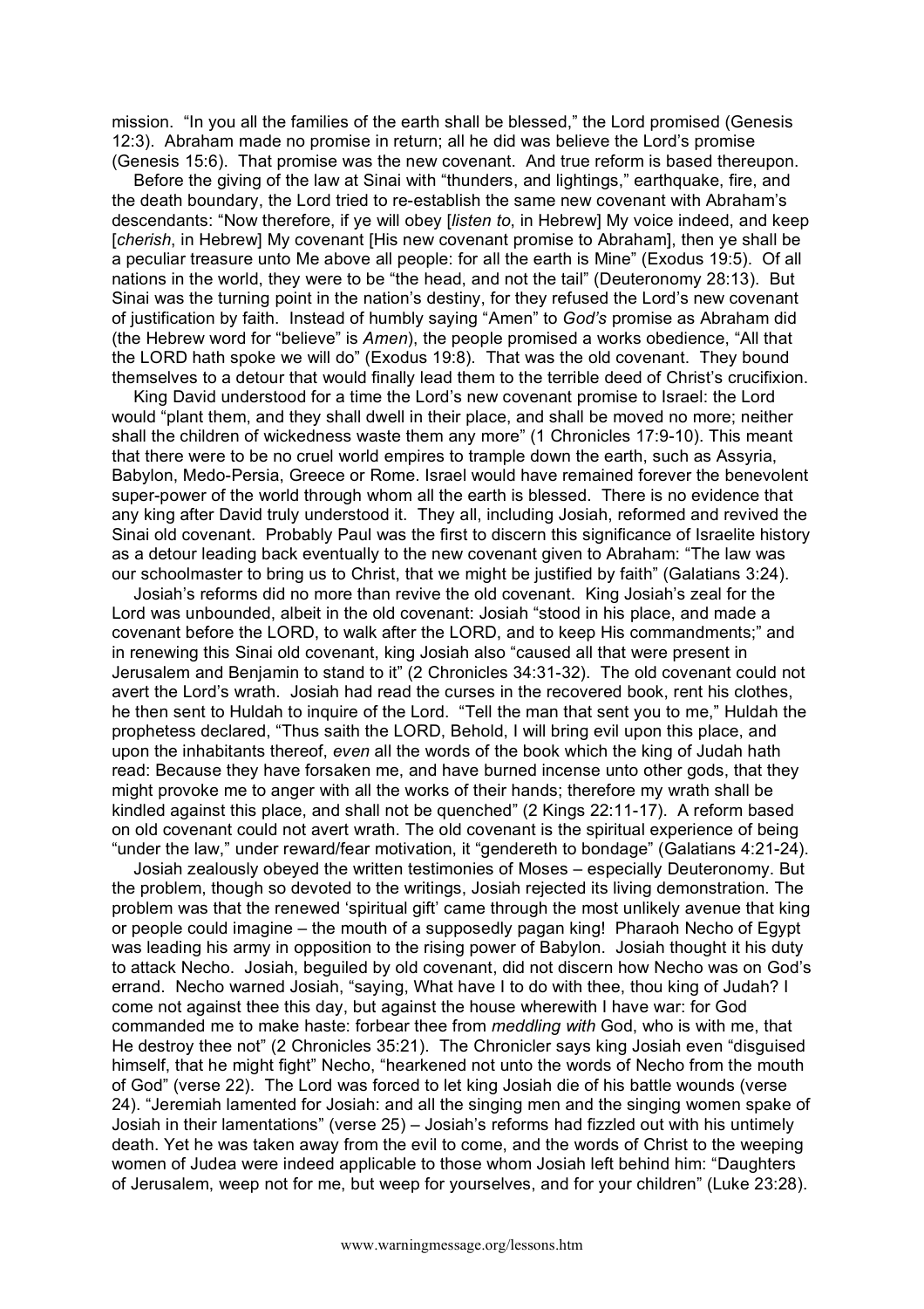mission. "In you all the families of the earth shall be blessed," the Lord promised (Genesis 12:3). Abraham made no promise in return; all he did was believe the Lord's promise (Genesis 15:6). That promise was the new covenant. And true reform is based thereupon.

Before the giving of the law at Sinai with "thunders, and lightings," earthquake, fire, and the death boundary, the Lord tried to re-establish the same new covenant with Abraham's descendants: "Now therefore, if ye will obey [*listen to*, in Hebrew] My voice indeed, and keep [*cherish*, in Hebrew] My covenant [His new covenant promise to Abraham], then ye shall be a peculiar treasure unto Me above all people: for all the earth is Mine" (Exodus 19:5). Of all nations in the world, they were to be "the head, and not the tail" (Deuteronomy 28:13). But Sinai was the turning point in the nation's destiny, for they refused the Lord's new covenant of justification by faith. Instead of humbly saying "Amen" to *God's* promise as Abraham did (the Hebrew word for "believe" is *Amen*), the people promised a works obedience, "All that the LORD hath spoke we will do" (Exodus 19:8). That was the old covenant. They bound themselves to a detour that would finally lead them to the terrible deed of Christ's crucifixion.

King David understood for a time the Lord's new covenant promise to Israel: the Lord would "plant them, and they shall dwell in their place, and shall be moved no more; neither shall the children of wickedness waste them any more" (1 Chronicles 17:9-10). This meant that there were to be no cruel world empires to trample down the earth, such as Assyria, Babylon, Medo-Persia, Greece or Rome. Israel would have remained forever the benevolent super-power of the world through whom all the earth is blessed. There is no evidence that any king after David truly understood it. They all, including Josiah, reformed and revived the Sinai old covenant. Probably Paul was the first to discern this significance of Israelite history as a detour leading back eventually to the new covenant given to Abraham: "The law was our schoolmaster to bring us to Christ, that we might be justified by faith" (Galatians 3:24).

Josiah's reforms did no more than revive the old covenant. King Josiah's zeal for the Lord was unbounded, albeit in the old covenant: Josiah "stood in his place, and made a covenant before the LORD, to walk after the LORD, and to keep His commandments;" and in renewing this Sinai old covenant, king Josiah also "caused all that were present in Jerusalem and Benjamin to stand to it" (2 Chronicles 34:31-32). The old covenant could not avert the Lord's wrath. Josiah had read the curses in the recovered book, rent his clothes, he then sent to Huldah to inquire of the Lord. "Tell the man that sent you to me," Huldah the prophetess declared, "Thus saith the LORD, Behold, I will bring evil upon this place, and upon the inhabitants thereof, *even* all the words of the book which the king of Judah hath read: Because they have forsaken me, and have burned incense unto other gods, that they might provoke me to anger with all the works of their hands; therefore my wrath shall be kindled against this place, and shall not be quenched" (2 Kings 22:11-17). A reform based on old covenant could not avert wrath. The old covenant is the spiritual experience of being "under the law," under reward/fear motivation, it "gendereth to bondage" (Galatians 4:21-24).

Josiah zealously obeyed the written testimonies of Moses – especially Deuteronomy. But the problem, though so devoted to the writings, Josiah rejected its living demonstration. The problem was that the renewed 'spiritual gift' came through the most unlikely avenue that king or people could imagine – the mouth of a supposedly pagan king! Pharaoh Necho of Egypt was leading his army in opposition to the rising power of Babylon. Josiah thought it his duty to attack Necho. Josiah, beguiled by old covenant, did not discern how Necho was on God's errand. Necho warned Josiah, "saying, What have I to do with thee, thou king of Judah? I come not against thee this day, but against the house wherewith I have war: for God commanded me to make haste: forbear thee from *meddling with* God, who is with me, that He destroy thee not" (2 Chronicles 35:21). The Chronicler says king Josiah even "disguised himself, that he might fight" Necho, "hearkened not unto the words of Necho from the mouth of God" (verse 22). The Lord was forced to let king Josiah die of his battle wounds (verse 24). "Jeremiah lamented for Josiah: and all the singing men and the singing women spake of Josiah in their lamentations" (verse 25) – Josiah's reforms had fizzled out with his untimely death. Yet he was taken away from the evil to come, and the words of Christ to the weeping women of Judea were indeed applicable to those whom Josiah left behind him: "Daughters of Jerusalem, weep not for me, but weep for yourselves, and for your children" (Luke 23:28).

www.warningmessage.org/lessons.htm